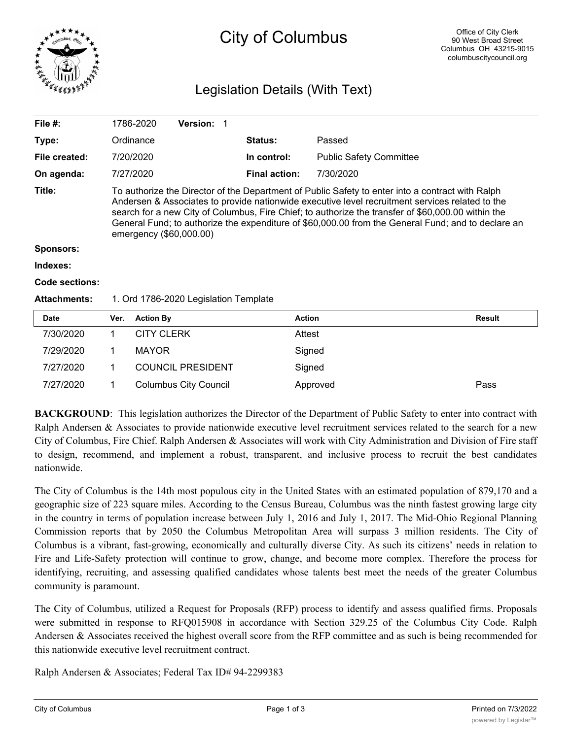# City of Columbus

Office of City Clerk
90 West Broad Street
Columbus OH 43215-9015
columbuscitycouncil.org

## Legislation Details (With Text)

| | | | |
|---|---|---|---|
| **File #:** | 1786-2020 **Version:** 1 | | |
| **Type:** | Ordinance | **Status:** | Passed |
| **File created:** | 7/20/2020 | **In control:** | Public Safety Committee |
| **On agenda:** | 7/27/2020 | **Final action:** | 7/30/2020 |

**Title:** To authorize the Director of the Department of Public Safety to enter into a contract with Ralph Andersen & Associates to provide nationwide executive level recruitment services related to the search for a new City of Columbus, Fire Chief; to authorize the transfer of $60,000.00 within the General Fund; to authorize the expenditure of $60,000.00 from the General Fund; and to declare an emergency ($60,000.00)

**Sponsors:**

**Indexes:**

**Code sections:**

**Attachments:** 1. Ord 1786-2020 Legislation Template

| Date | Ver. | Action By | Action | Result |
|---|---|---|---|---|
| 7/30/2020 | 1 | CITY CLERK | Attest | |
| 7/29/2020 | 1 | MAYOR | Signed | |
| 7/27/2020 | 1 | COUNCIL PRESIDENT | Signed | |
| 7/27/2020 | 1 | Columbus City Council | Approved | Pass |

**BACKGROUND**: This legislation authorizes the Director of the Department of Public Safety to enter into contract with Ralph Andersen & Associates to provide nationwide executive level recruitment services related to the search for a new City of Columbus, Fire Chief. Ralph Andersen & Associates will work with City Administration and Division of Fire staff to design, recommend, and implement a robust, transparent, and inclusive process to recruit the best candidates nationwide.

The City of Columbus is the 14th most populous city in the United States with an estimated population of 879,170 and a geographic size of 223 square miles. According to the Census Bureau, Columbus was the ninth fastest growing large city in the country in terms of population increase between July 1, 2016 and July 1, 2017. The Mid-Ohio Regional Planning Commission reports that by 2050 the Columbus Metropolitan Area will surpass 3 million residents. The City of Columbus is a vibrant, fast-growing, economically and culturally diverse City. As such its citizens' needs in relation to Fire and Life-Safety protection will continue to grow, change, and become more complex. Therefore the process for identifying, recruiting, and assessing qualified candidates whose talents best meet the needs of the greater Columbus community is paramount.

The City of Columbus, utilized a Request for Proposals (RFP) process to identify and assess qualified firms. Proposals were submitted in response to RFQ015908 in accordance with Section 329.25 of the Columbus City Code. Ralph Andersen & Associates received the highest overall score from the RFP committee and as such is being recommended for this nationwide executive level recruitment contract.

Ralph Andersen & Associates; Federal Tax ID# 94-2299383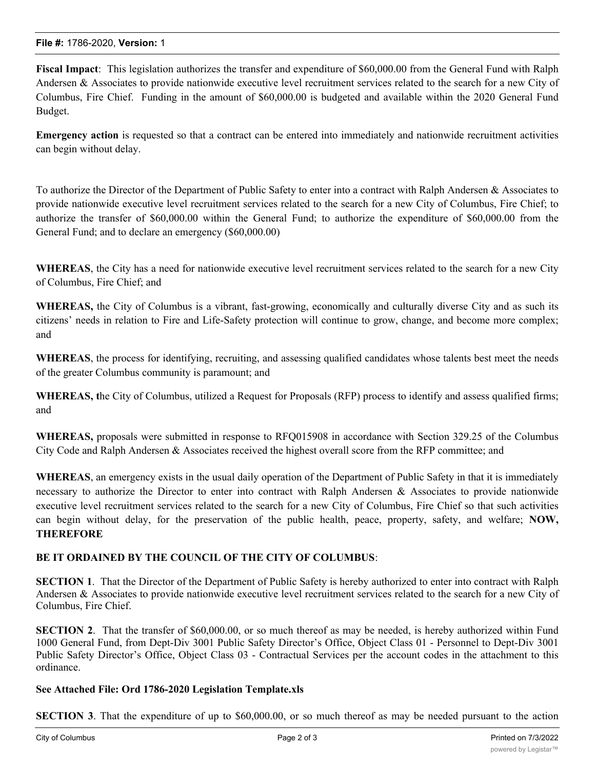**Fiscal Impact**: This legislation authorizes the transfer and expenditure of $60,000.00 from the General Fund with Ralph Andersen & Associates to provide nationwide executive level recruitment services related to the search for a new City of Columbus, Fire Chief. Funding in the amount of $60,000.00 is budgeted and available within the 2020 General Fund Budget.

**Emergency action** is requested so that a contract can be entered into immediately and nationwide recruitment activities can begin without delay.

To authorize the Director of the Department of Public Safety to enter into a contract with Ralph Andersen & Associates to provide nationwide executive level recruitment services related to the search for a new City of Columbus, Fire Chief; to authorize the transfer of $60,000.00 within the General Fund; to authorize the expenditure of $60,000.00 from the General Fund; and to declare an emergency ($60,000.00)

**WHEREAS**, the City has a need for nationwide executive level recruitment services related to the search for a new City of Columbus, Fire Chief; and

**WHEREAS,** the City of Columbus is a vibrant, fast-growing, economically and culturally diverse City and as such its citizens' needs in relation to Fire and Life-Safety protection will continue to grow, change, and become more complex; and

**WHEREAS**, the process for identifying, recruiting, and assessing qualified candidates whose talents best meet the needs of the greater Columbus community is paramount; and

**WHEREAS, t**he City of Columbus, utilized a Request for Proposals (RFP) process to identify and assess qualified firms; and

**WHEREAS,** proposals were submitted in response to RFQ015908 in accordance with Section 329.25 of the Columbus City Code and Ralph Andersen & Associates received the highest overall score from the RFP committee; and

**WHEREAS**, an emergency exists in the usual daily operation of the Department of Public Safety in that it is immediately necessary to authorize the Director to enter into contract with Ralph Andersen & Associates to provide nationwide executive level recruitment services related to the search for a new City of Columbus, Fire Chief so that such activities can begin without delay, for the preservation of the public health, peace, property, safety, and welfare; **NOW, THEREFORE**

**BE IT ORDAINED BY THE COUNCIL OF THE CITY OF COLUMBUS**:

**SECTION 1**. That the Director of the Department of Public Safety is hereby authorized to enter into contract with Ralph Andersen & Associates to provide nationwide executive level recruitment services related to the search for a new City of Columbus, Fire Chief.

**SECTION 2**. That the transfer of $60,000.00, or so much thereof as may be needed, is hereby authorized within Fund 1000 General Fund, from Dept-Div 3001 Public Safety Director's Office, Object Class 01 - Personnel to Dept-Div 3001 Public Safety Director's Office, Object Class 03 - Contractual Services per the account codes in the attachment to this ordinance.

**See Attached File: Ord 1786-2020 Legislation Template.xls**

**SECTION 3**. That the expenditure of up to $60,000.00, or so much thereof as may be needed pursuant to the action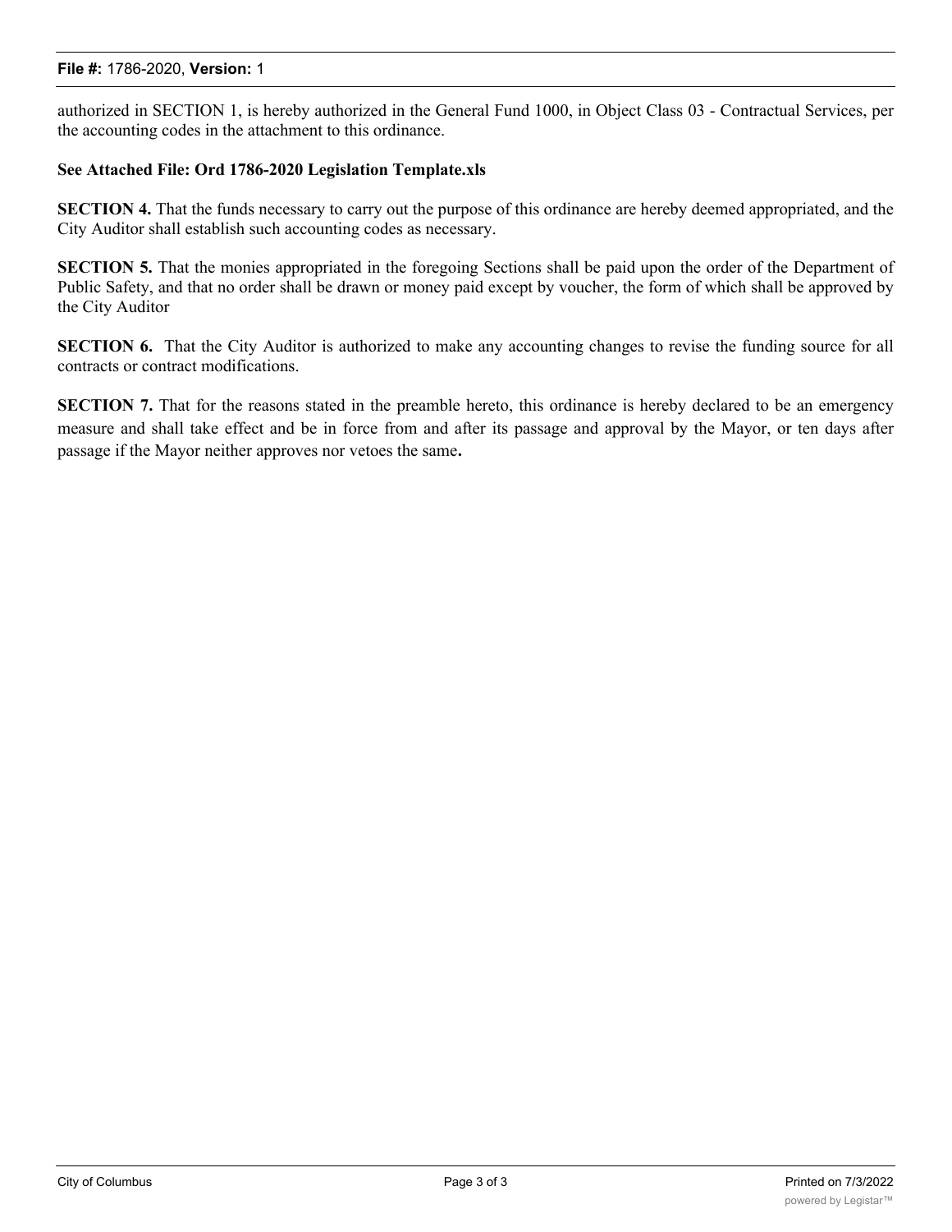authorized in SECTION 1, is hereby authorized in the General Fund 1000, in Object Class 03 - Contractual Services, per the accounting codes in the attachment to this ordinance.

**See Attached File: Ord 1786-2020 Legislation Template.xls**

**SECTION 4.** That the funds necessary to carry out the purpose of this ordinance are hereby deemed appropriated, and the City Auditor shall establish such accounting codes as necessary.

**SECTION 5.** That the monies appropriated in the foregoing Sections shall be paid upon the order of the Department of Public Safety, and that no order shall be drawn or money paid except by voucher, the form of which shall be approved by the City Auditor

**SECTION 6.** That the City Auditor is authorized to make any accounting changes to revise the funding source for all contracts or contract modifications.

**SECTION 7.** That for the reasons stated in the preamble hereto, this ordinance is hereby declared to be an emergency measure and shall take effect and be in force from and after its passage and approval by the Mayor, or ten days after passage if the Mayor neither approves nor vetoes the same**.**